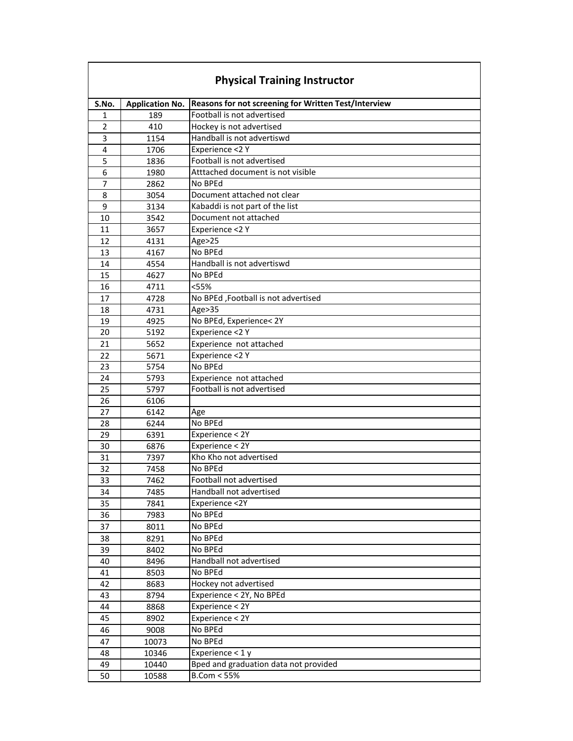# Physical Training Instructor

| S.No. | Application No. | Reasons for not screening for Written Test/Interview |
|---|---|---|
| 1 | 189 | Football is not advertised |
| 2 | 410 | Hockey is not advertised |
| 3 | 1154 | Handball is not advertiswd |
| 4 | 1706 | Experience <2 Y |
| 5 | 1836 | Football is not advertised |
| 6 | 1980 | Atttached document is not visible |
| 7 | 2862 | No BPEd |
| 8 | 3054 | Document attached not clear |
| 9 | 3134 | Kabaddi is not part of the list |
| 10 | 3542 | Document not attached |
| 11 | 3657 | Experience <2 Y |
| 12 | 4131 | Age>25 |
| 13 | 4167 | No BPEd |
| 14 | 4554 | Handball is not advertiswd |
| 15 | 4627 | No BPEd |
| 16 | 4711 | <55% |
| 17 | 4728 | No BPEd ,Football is not advertised |
| 18 | 4731 | Age>35 |
| 19 | 4925 | No BPEd, Experience< 2Y |
| 20 | 5192 | Experience <2 Y |
| 21 | 5652 | Experience not attached |
| 22 | 5671 | Experience <2 Y |
| 23 | 5754 | No BPEd |
| 24 | 5793 | Experience not attached |
| 25 | 5797 | Football is not advertised |
| 26 | 6106 | |
| 27 | 6142 | Age |
| 28 | 6244 | No BPEd |
| 29 | 6391 | Experience < 2Y |
| 30 | 6876 | Experience < 2Y |
| 31 | 7397 | Kho Kho not advertised |
| 32 | 7458 | No BPEd |
| 33 | 7462 | Football not advertised |
| 34 | 7485 | Handball not advertised |
| 35 | 7841 | Experience <2Y |
| 36 | 7983 | No BPEd |
| 37 | 8011 | No BPEd |
| 38 | 8291 | No BPEd |
| 39 | 8402 | No BPEd |
| 40 | 8496 | Handball not advertised |
| 41 | 8503 | No BPEd |
| 42 | 8683 | Hockey not advertised |
| 43 | 8794 | Experience < 2Y, No BPEd |
| 44 | 8868 | Experience < 2Y |
| 45 | 8902 | Experience < 2Y |
| 46 | 9008 | No BPEd |
| 47 | 10073 | No BPEd |
| 48 | 10346 | Experience < 1 y |
| 49 | 10440 | Bped and graduation data not provided |
| 50 | 10588 | B.Com < 55% |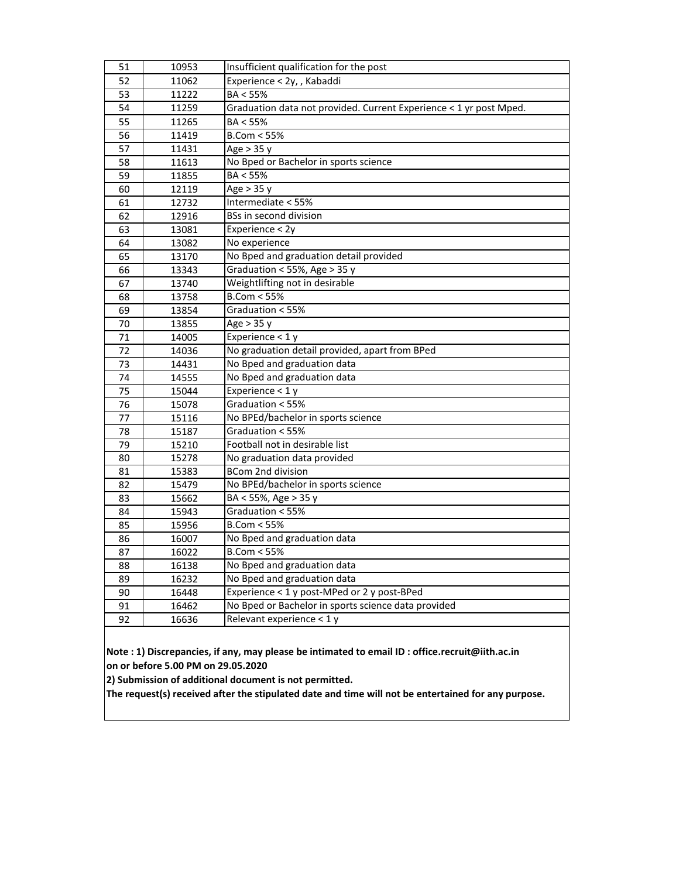| | | |
|---|---|---|
| 51 | 10953 | Insufficient qualification for the post |
| 52 | 11062 | Experience < 2y, , Kabaddi |
| 53 | 11222 | BA < 55% |
| 54 | 11259 | Graduation data not provided. Current Experience < 1 yr post Mped. |
| 55 | 11265 | BA < 55% |
| 56 | 11419 | B.Com < 55% |
| 57 | 11431 | Age > 35 y |
| 58 | 11613 | No Bped or Bachelor in sports science |
| 59 | 11855 | BA < 55% |
| 60 | 12119 | Age > 35 y |
| 61 | 12732 | Intermediate < 55% |
| 62 | 12916 | BSs in second division |
| 63 | 13081 | Experience < 2y |
| 64 | 13082 | No experience |
| 65 | 13170 | No Bped and graduation detail provided |
| 66 | 13343 | Graduation < 55%, Age > 35 y |
| 67 | 13740 | Weightlifting not in desirable |
| 68 | 13758 | B.Com < 55% |
| 69 | 13854 | Graduation < 55% |
| 70 | 13855 | Age > 35 y |
| 71 | 14005 | Experience < 1 y |
| 72 | 14036 | No graduation detail provided, apart from BPed |
| 73 | 14431 | No Bped and graduation data |
| 74 | 14555 | No Bped and graduation data |
| 75 | 15044 | Experience < 1 y |
| 76 | 15078 | Graduation < 55% |
| 77 | 15116 | No BPEd/bachelor in sports science |
| 78 | 15187 | Graduation < 55% |
| 79 | 15210 | Football not in desirable list |
| 80 | 15278 | No graduation data provided |
| 81 | 15383 | BCom 2nd division |
| 82 | 15479 | No BPEd/bachelor in sports science |
| 83 | 15662 | BA < 55%, Age > 35 y |
| 84 | 15943 | Graduation < 55% |
| 85 | 15956 | B.Com < 55% |
| 86 | 16007 | No Bped and graduation data |
| 87 | 16022 | B.Com < 55% |
| 88 | 16138 | No Bped and graduation data |
| 89 | 16232 | No Bped and graduation data |
| 90 | 16448 | Experience < 1 y post-MPed or 2 y post-BPed |
| 91 | 16462 | No Bped or Bachelor in sports science data provided |
| 92 | 16636 | Relevant experience < 1 y |

**Note : 1) Discrepancies, if any, may please be intimated to email ID : office.recruit@iith.ac.in on or before 5.00 PM on 29.05.2020**

**2) Submission of additional document is not permitted.**

**The request(s) received after the stipulated date and time will not be entertained for any purpose.**